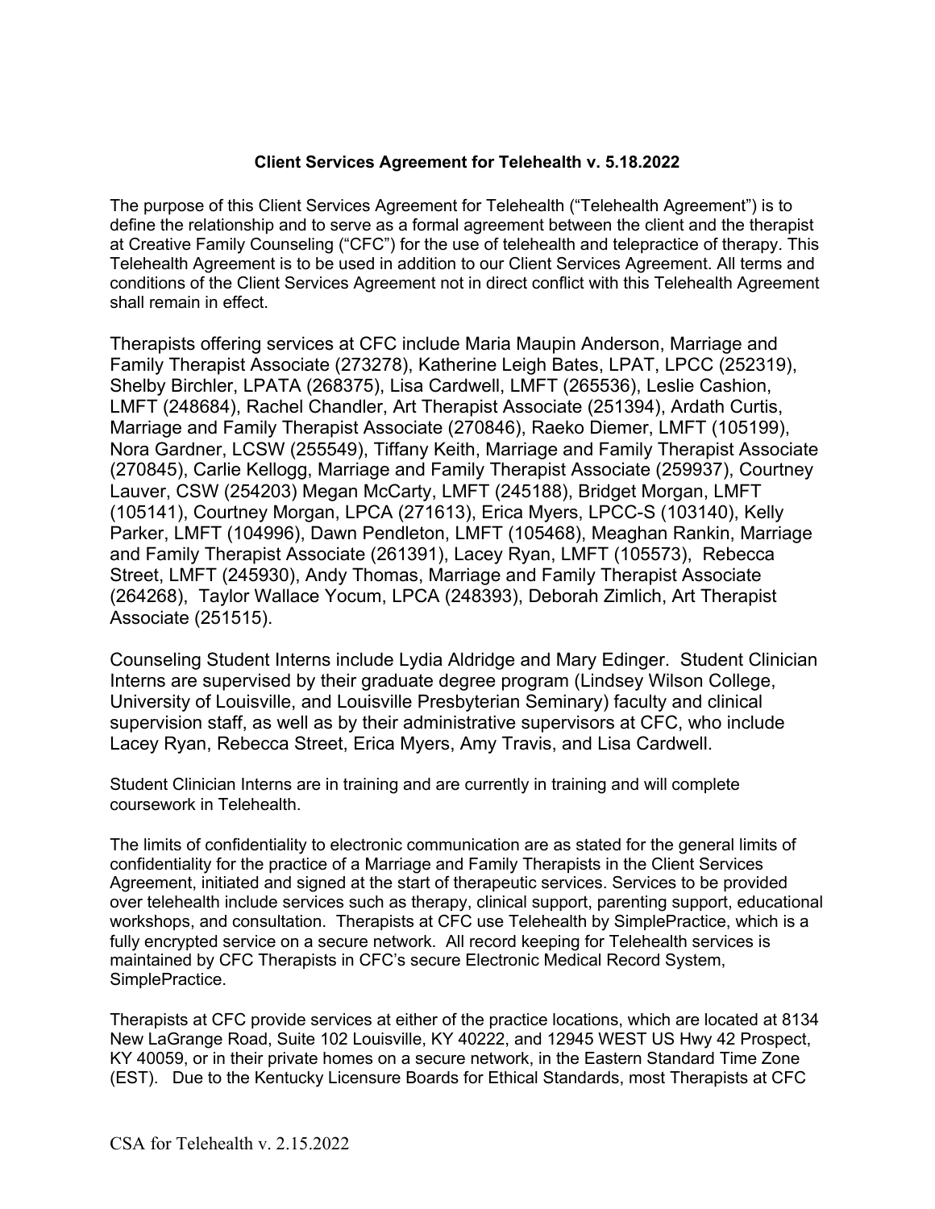**Client Services Agreement for Telehealth v. 5.18.2022**

The purpose of this Client Services Agreement for Telehealth ("Telehealth Agreement") is to define the relationship and to serve as a formal agreement between the client and the therapist at Creative Family Counseling ("CFC") for the use of telehealth and telepractice of therapy. This Telehealth Agreement is to be used in addition to our Client Services Agreement. All terms and conditions of the Client Services Agreement not in direct conflict with this Telehealth Agreement shall remain in effect.

Therapists offering services at CFC include Maria Maupin Anderson, Marriage and Family Therapist Associate (273278), Katherine Leigh Bates, LPAT, LPCC (252319), Shelby Birchler, LPATA (268375), Lisa Cardwell, LMFT (265536), Leslie Cashion, LMFT (248684), Rachel Chandler, Art Therapist Associate (251394), Ardath Curtis, Marriage and Family Therapist Associate (270846), Raeko Diemer, LMFT (105199), Nora Gardner, LCSW (255549), Tiffany Keith, Marriage and Family Therapist Associate (270845), Carlie Kellogg, Marriage and Family Therapist Associate (259937), Courtney Lauver, CSW (254203) Megan McCarty, LMFT (245188), Bridget Morgan, LMFT (105141), Courtney Morgan, LPCA (271613), Erica Myers, LPCC-S (103140), Kelly Parker, LMFT (104996), Dawn Pendleton, LMFT (105468), Meaghan Rankin, Marriage and Family Therapist Associate (261391), Lacey Ryan, LMFT (105573), Rebecca Street, LMFT (245930), Andy Thomas, Marriage and Family Therapist Associate (264268), Taylor Wallace Yocum, LPCA (248393), Deborah Zimlich, Art Therapist Associate (251515).

Counseling Student Interns include Lydia Aldridge and Mary Edinger. Student Clinician Interns are supervised by their graduate degree program (Lindsey Wilson College, University of Louisville, and Louisville Presbyterian Seminary) faculty and clinical supervision staff, as well as by their administrative supervisors at CFC, who include Lacey Ryan, Rebecca Street, Erica Myers, Amy Travis, and Lisa Cardwell.

Student Clinician Interns are in training and are currently in training and will complete coursework in Telehealth.

The limits of confidentiality to electronic communication are as stated for the general limits of confidentiality for the practice of a Marriage and Family Therapists in the Client Services Agreement, initiated and signed at the start of therapeutic services. Services to be provided over telehealth include services such as therapy, clinical support, parenting support, educational workshops, and consultation. Therapists at CFC use Telehealth by SimplePractice, which is a fully encrypted service on a secure network. All record keeping for Telehealth services is maintained by CFC Therapists in CFC's secure Electronic Medical Record System, SimplePractice.

Therapists at CFC provide services at either of the practice locations, which are located at 8134 New LaGrange Road, Suite 102 Louisville, KY 40222, and 12945 WEST US Hwy 42 Prospect, KY 40059, or in their private homes on a secure network, in the Eastern Standard Time Zone (EST). Due to the Kentucky Licensure Boards for Ethical Standards, most Therapists at CFC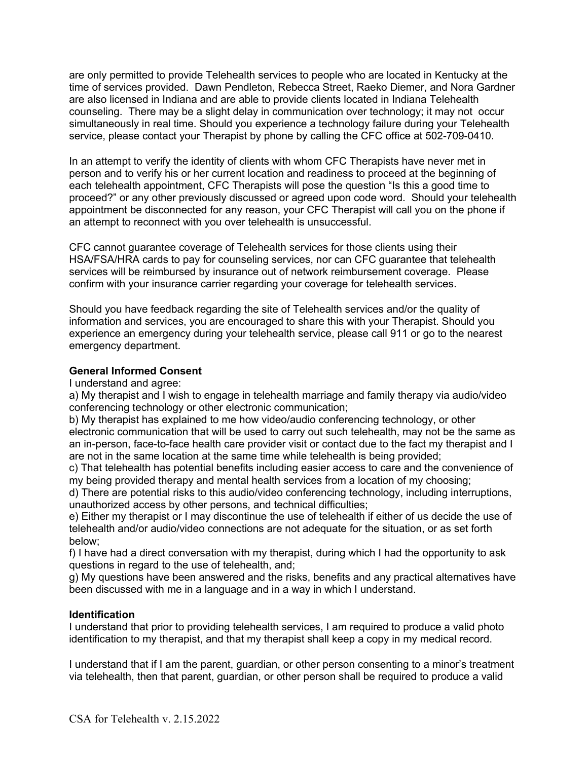are only permitted to provide Telehealth services to people who are located in Kentucky at the time of services provided. Dawn Pendleton, Rebecca Street, Raeko Diemer, and Nora Gardner are also licensed in Indiana and are able to provide clients located in Indiana Telehealth counseling. There may be a slight delay in communication over technology; it may not occur simultaneously in real time. Should you experience a technology failure during your Telehealth service, please contact your Therapist by phone by calling the CFC office at 502-709-0410.

In an attempt to verify the identity of clients with whom CFC Therapists have never met in person and to verify his or her current location and readiness to proceed at the beginning of each telehealth appointment, CFC Therapists will pose the question "Is this a good time to proceed?" or any other previously discussed or agreed upon code word. Should your telehealth appointment be disconnected for any reason, your CFC Therapist will call you on the phone if an attempt to reconnect with you over telehealth is unsuccessful.

CFC cannot guarantee coverage of Telehealth services for those clients using their HSA/FSA/HRA cards to pay for counseling services, nor can CFC guarantee that telehealth services will be reimbursed by insurance out of network reimbursement coverage. Please confirm with your insurance carrier regarding your coverage for telehealth services.

Should you have feedback regarding the site of Telehealth services and/or the quality of information and services, you are encouraged to share this with your Therapist. Should you experience an emergency during your telehealth service, please call 911 or go to the nearest emergency department.

**General Informed Consent**

I understand and agree:

a) My therapist and I wish to engage in telehealth marriage and family therapy via audio/video conferencing technology or other electronic communication;

b) My therapist has explained to me how video/audio conferencing technology, or other electronic communication that will be used to carry out such telehealth, may not be the same as an in-person, face-to-face health care provider visit or contact due to the fact my therapist and I are not in the same location at the same time while telehealth is being provided;

c) That telehealth has potential benefits including easier access to care and the convenience of my being provided therapy and mental health services from a location of my choosing;

d) There are potential risks to this audio/video conferencing technology, including interruptions, unauthorized access by other persons, and technical difficulties;

e) Either my therapist or I may discontinue the use of telehealth if either of us decide the use of telehealth and/or audio/video connections are not adequate for the situation, or as set forth below;

f) I have had a direct conversation with my therapist, during which I had the opportunity to ask questions in regard to the use of telehealth, and;

g) My questions have been answered and the risks, benefits and any practical alternatives have been discussed with me in a language and in a way in which I understand.

**Identification**

I understand that prior to providing telehealth services, I am required to produce a valid photo identification to my therapist, and that my therapist shall keep a copy in my medical record.

I understand that if I am the parent, guardian, or other person consenting to a minor's treatment via telehealth, then that parent, guardian, or other person shall be required to produce a valid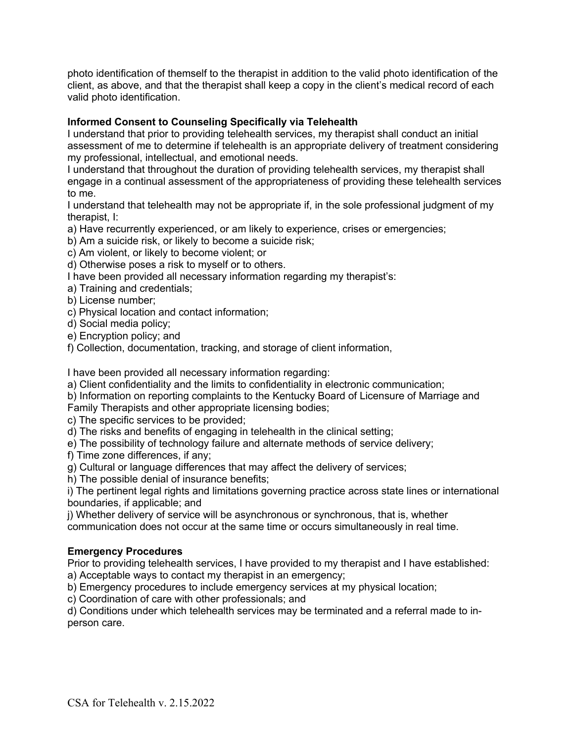photo identification of themself to the therapist in addition to the valid photo identification of the client, as above, and that the therapist shall keep a copy in the client's medical record of each valid photo identification.

**Informed Consent to Counseling Specifically via Telehealth**

I understand that prior to providing telehealth services, my therapist shall conduct an initial assessment of me to determine if telehealth is an appropriate delivery of treatment considering my professional, intellectual, and emotional needs.

I understand that throughout the duration of providing telehealth services, my therapist shall engage in a continual assessment of the appropriateness of providing these telehealth services to me.

I understand that telehealth may not be appropriate if, in the sole professional judgment of my therapist, I:

a) Have recurrently experienced, or am likely to experience, crises or emergencies;
b) Am a suicide risk, or likely to become a suicide risk;
c) Am violent, or likely to become violent; or
d) Otherwise poses a risk to myself or to others.

I have been provided all necessary information regarding my therapist's:

a) Training and credentials;
b) License number;
c) Physical location and contact information;
d) Social media policy;
e) Encryption policy; and
f) Collection, documentation, tracking, and storage of client information,

I have been provided all necessary information regarding:

a) Client confidentiality and the limits to confidentiality in electronic communication;
b) Information on reporting complaints to the Kentucky Board of Licensure of Marriage and Family Therapists and other appropriate licensing bodies;
c) The specific services to be provided;
d) The risks and benefits of engaging in telehealth in the clinical setting;
e) The possibility of technology failure and alternate methods of service delivery;
f) Time zone differences, if any;
g) Cultural or language differences that may affect the delivery of services;
h) The possible denial of insurance benefits;
i) The pertinent legal rights and limitations governing practice across state lines or international boundaries, if applicable; and
j) Whether delivery of service will be asynchronous or synchronous, that is, whether communication does not occur at the same time or occurs simultaneously in real time.

**Emergency Procedures**

Prior to providing telehealth services, I have provided to my therapist and I have established:

a) Acceptable ways to contact my therapist in an emergency;
b) Emergency procedures to include emergency services at my physical location;
c) Coordination of care with other professionals; and
d) Conditions under which telehealth services may be terminated and a referral made to in-person care.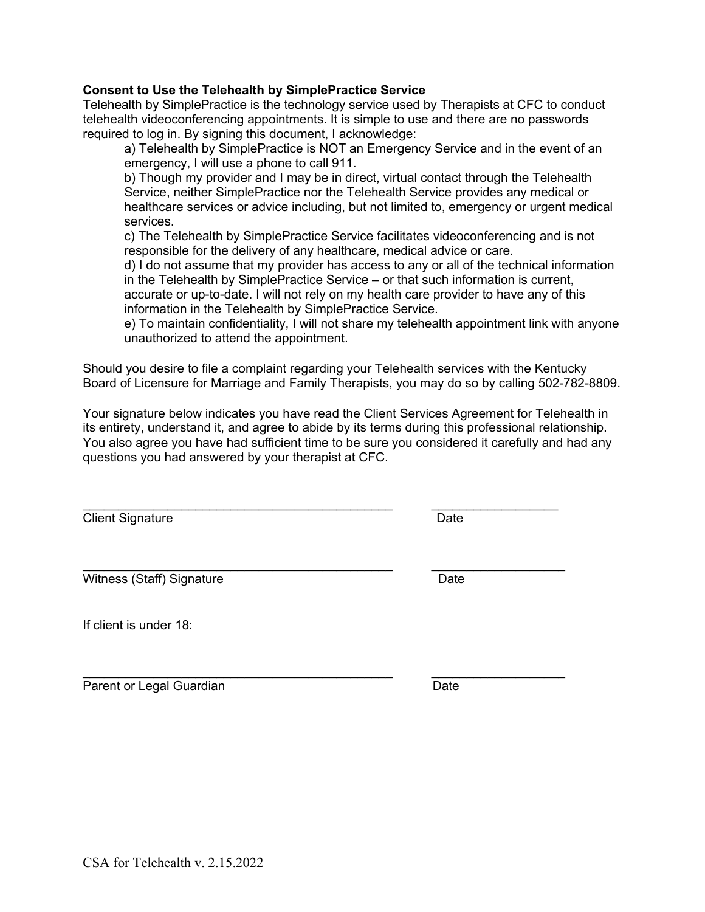**Consent to Use the Telehealth by SimplePractice Service**

Telehealth by SimplePractice is the technology service used by Therapists at CFC to conduct telehealth videoconferencing appointments. It is simple to use and there are no passwords required to log in. By signing this document, I acknowledge:

a) Telehealth by SimplePractice is NOT an Emergency Service and in the event of an emergency, I will use a phone to call 911.

b) Though my provider and I may be in direct, virtual contact through the Telehealth Service, neither SimplePractice nor the Telehealth Service provides any medical or healthcare services or advice including, but not limited to, emergency or urgent medical services.

c) The Telehealth by SimplePractice Service facilitates videoconferencing and is not responsible for the delivery of any healthcare, medical advice or care.

d) I do not assume that my provider has access to any or all of the technical information in the Telehealth by SimplePractice Service – or that such information is current, accurate or up-to-date. I will not rely on my health care provider to have any of this information in the Telehealth by SimplePractice Service.

e) To maintain confidentiality, I will not share my telehealth appointment link with anyone unauthorized to attend the appointment.

Should you desire to file a complaint regarding your Telehealth services with the Kentucky Board of Licensure for Marriage and Family Therapists, you may do so by calling 502-782-8809.

Your signature below indicates you have read the Client Services Agreement for Telehealth in its entirety, understand it, and agree to abide by its terms during this professional relationship. You also agree you have had sufficient time to be sure you considered it carefully and had any questions you had answered by your therapist at CFC.

_____________________________________________ __________________

Client Signature Date

_____________________________________________ __________________

Witness (Staff) Signature Date

If client is under 18:

_____________________________________________ __________________

Parent or Legal Guardian Date

CSA for Telehealth v. 2.15.2022